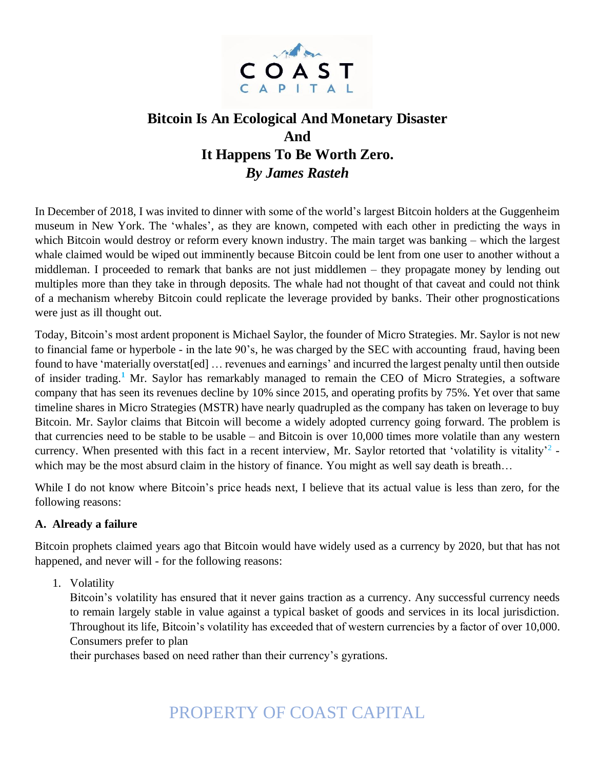COAST
CAPITAL

# Bitcoin Is An Ecological And Monetary Disaster And It Happens To Be Worth Zero.

***By James Rasteh***

In December of 2018, I was invited to dinner with some of the world's largest Bitcoin holders at the Guggenheim museum in New York. The 'whales', as they are known, competed with each other in predicting the ways in which Bitcoin would destroy or reform every known industry. The main target was banking – which the largest whale claimed would be wiped out imminently because Bitcoin could be lent from one user to another without a middleman. I proceeded to remark that banks are not just middlemen – they propagate money by lending out multiples more than they take in through deposits. The whale had not thought of that caveat and could not think of a mechanism whereby Bitcoin could replicate the leverage provided by banks. Their other prognostications were just as ill thought out.

Today, Bitcoin's most ardent proponent is Michael Saylor, the founder of Micro Strategies. Mr. Saylor is not new to financial fame or hyperbole - in the late 90's, he was charged by the SEC with accounting fraud, having been found to have 'materially overstat[ed] … revenues and earnings' and incurred the largest penalty until then outside of insider trading.[1] Mr. Saylor has remarkably managed to remain the CEO of Micro Strategies, a software company that has seen its revenues decline by 10% since 2015, and operating profits by 75%. Yet over that same timeline shares in Micro Strategies (MSTR) have nearly quadrupled as the company has taken on leverage to buy Bitcoin. Mr. Saylor claims that Bitcoin will become a widely adopted currency going forward. The problem is that currencies need to be stable to be usable – and Bitcoin is over 10,000 times more volatile than any western currency. When presented with this fact in a recent interview, Mr. Saylor retorted that 'volatility is vitality'[2] - which may be the most absurd claim in the history of finance. You might as well say death is breath…

While I do not know where Bitcoin's price heads next, I believe that its actual value is less than zero, for the following reasons:

### A. Already a failure

Bitcoin prophets claimed years ago that Bitcoin would have widely used as a currency by 2020, but that has not happened, and never will - for the following reasons:

1. Volatility
   Bitcoin's volatility has ensured that it never gains traction as a currency. Any successful currency needs to remain largely stable in value against a typical basket of goods and services in its local jurisdiction. Throughout its life, Bitcoin's volatility has exceeded that of western currencies by a factor of over 10,000. Consumers prefer to plan their purchases based on need rather than their currency's gyrations.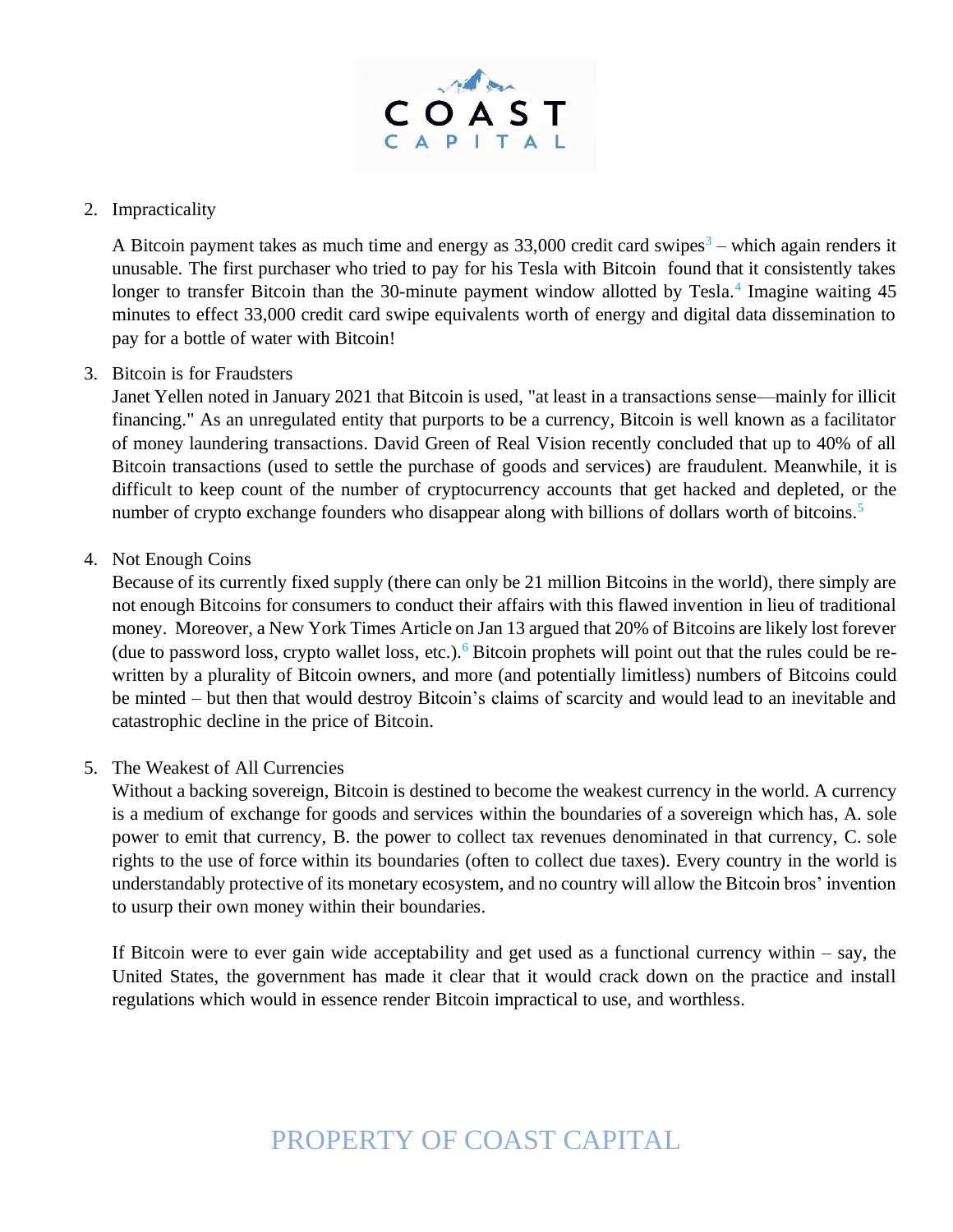2. Impracticality

   A Bitcoin payment takes as much time and energy as 33,000 credit card swipes[3] – which again renders it unusable. The first purchaser who tried to pay for his Tesla with Bitcoin found that it consistently takes longer to transfer Bitcoin than the 30-minute payment window allotted by Tesla.[4] Imagine waiting 45 minutes to effect 33,000 credit card swipe equivalents worth of energy and digital data dissemination to pay for a bottle of water with Bitcoin!

3. Bitcoin is for Fraudsters

   Janet Yellen noted in January 2021 that Bitcoin is used, "at least in a transactions sense—mainly for illicit financing." As an unregulated entity that purports to be a currency, Bitcoin is well known as a facilitator of money laundering transactions. David Green of Real Vision recently concluded that up to 40% of all Bitcoin transactions (used to settle the purchase of goods and services) are fraudulent. Meanwhile, it is difficult to keep count of the number of cryptocurrency accounts that get hacked and depleted, or the number of crypto exchange founders who disappear along with billions of dollars worth of bitcoins.[5]

4. Not Enough Coins

   Because of its currently fixed supply (there can only be 21 million Bitcoins in the world), there simply are not enough Bitcoins for consumers to conduct their affairs with this flawed invention in lieu of traditional money. Moreover, a New York Times Article on Jan 13 argued that 20% of Bitcoins are likely lost forever (due to password loss, crypto wallet loss, etc.).[6] Bitcoin prophets will point out that the rules could be re-written by a plurality of Bitcoin owners, and more (and potentially limitless) numbers of Bitcoins could be minted – but then that would destroy Bitcoin's claims of scarcity and would lead to an inevitable and catastrophic decline in the price of Bitcoin.

5. The Weakest of All Currencies

   Without a backing sovereign, Bitcoin is destined to become the weakest currency in the world. A currency is a medium of exchange for goods and services within the boundaries of a sovereign which has, A. sole power to emit that currency, B. the power to collect tax revenues denominated in that currency, C. sole rights to the use of force within its boundaries (often to collect due taxes). Every country in the world is understandably protective of its monetary ecosystem, and no country will allow the Bitcoin bros' invention to usurp their own money within their boundaries.

   If Bitcoin were to ever gain wide acceptability and get used as a functional currency within – say, the United States, the government has made it clear that it would crack down on the practice and install regulations which would in essence render Bitcoin impractical to use, and worthless.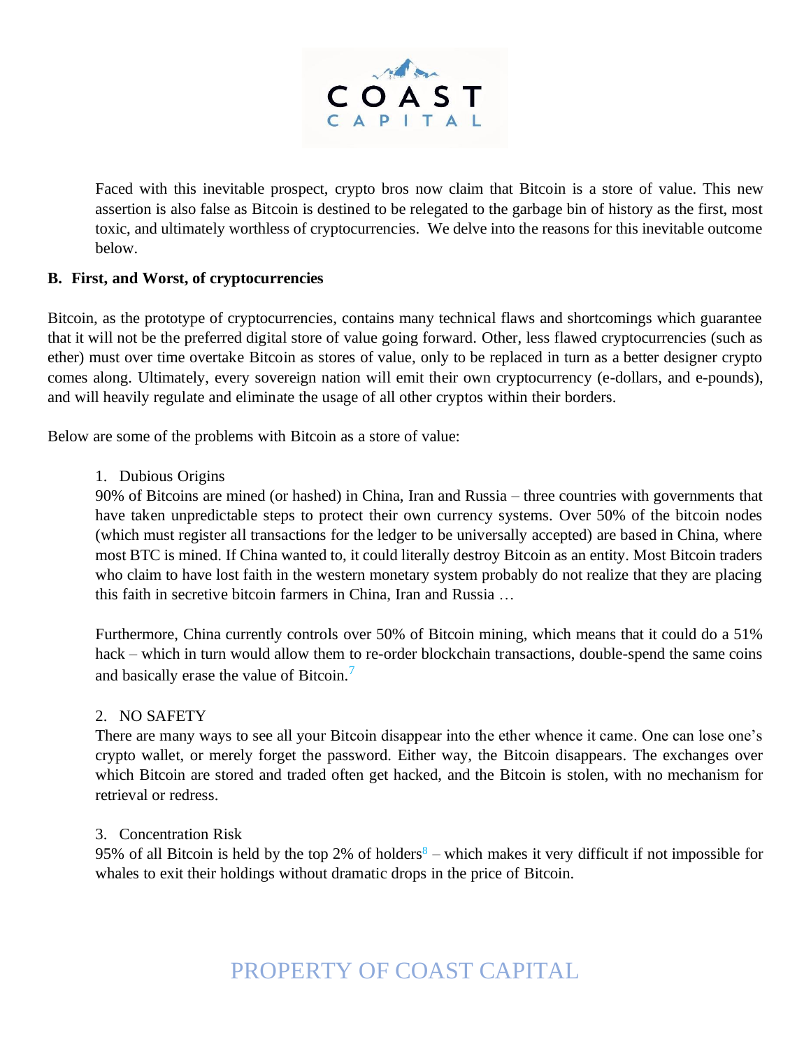Faced with this inevitable prospect, crypto bros now claim that Bitcoin is a store of value. This new assertion is also false as Bitcoin is destined to be relegated to the garbage bin of history as the first, most toxic, and ultimately worthless of cryptocurrencies. We delve into the reasons for this inevitable outcome below.

## B. First, and Worst, of cryptocurrencies

Bitcoin, as the prototype of cryptocurrencies, contains many technical flaws and shortcomings which guarantee that it will not be the preferred digital store of value going forward. Other, less flawed cryptocurrencies (such as ether) must over time overtake Bitcoin as stores of value, only to be replaced in turn as a better designer crypto comes along. Ultimately, every sovereign nation will emit their own cryptocurrency (e-dollars, and e-pounds), and will heavily regulate and eliminate the usage of all other cryptos within their borders.

Below are some of the problems with Bitcoin as a store of value:

1. Dubious Origins

   90% of Bitcoins are mined (or hashed) in China, Iran and Russia – three countries with governments that have taken unpredictable steps to protect their own currency systems. Over 50% of the bitcoin nodes (which must register all transactions for the ledger to be universally accepted) are based in China, where most BTC is mined. If China wanted to, it could literally destroy Bitcoin as an entity. Most Bitcoin traders who claim to have lost faith in the western monetary system probably do not realize that they are placing this faith in secretive bitcoin farmers in China, Iran and Russia …

   Furthermore, China currently controls over 50% of Bitcoin mining, which means that it could do a 51% hack – which in turn would allow them to re-order blockchain transactions, double-spend the same coins and basically erase the value of Bitcoin.[7]

2. NO SAFETY

   There are many ways to see all your Bitcoin disappear into the ether whence it came. One can lose one's crypto wallet, or merely forget the password. Either way, the Bitcoin disappears. The exchanges over which Bitcoin are stored and traded often get hacked, and the Bitcoin is stolen, with no mechanism for retrieval or redress.

3. Concentration Risk

   95% of all Bitcoin is held by the top 2% of holders[8] – which makes it very difficult if not impossible for whales to exit their holdings without dramatic drops in the price of Bitcoin.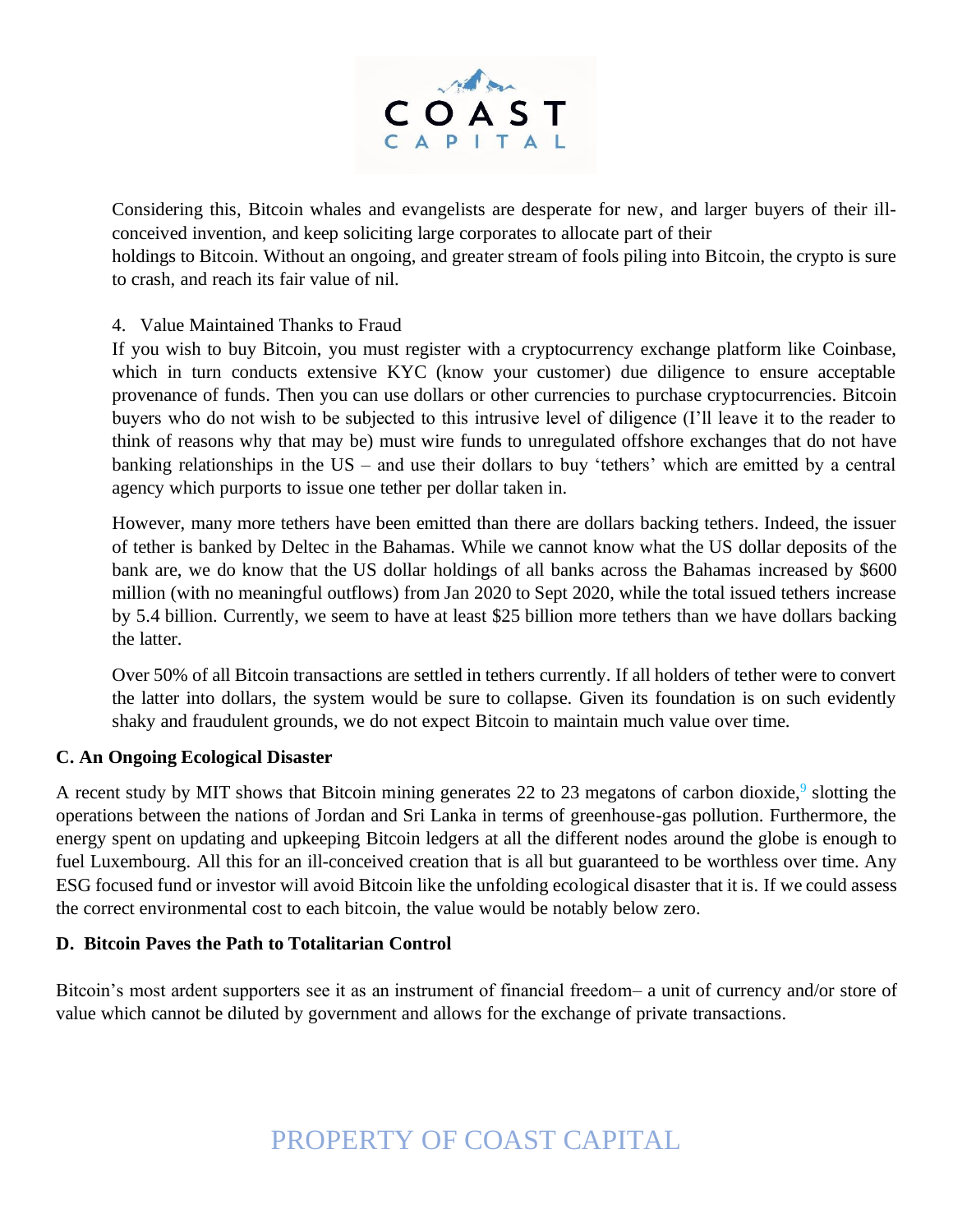Considering this, Bitcoin whales and evangelists are desperate for new, and larger buyers of their ill-conceived invention, and keep soliciting large corporates to allocate part of their holdings to Bitcoin. Without an ongoing, and greater stream of fools piling into Bitcoin, the crypto is sure to crash, and reach its fair value of nil.

4. Value Maintained Thanks to Fraud

If you wish to buy Bitcoin, you must register with a cryptocurrency exchange platform like Coinbase, which in turn conducts extensive KYC (know your customer) due diligence to ensure acceptable provenance of funds. Then you can use dollars or other currencies to purchase cryptocurrencies. Bitcoin buyers who do not wish to be subjected to this intrusive level of diligence (I'll leave it to the reader to think of reasons why that may be) must wire funds to unregulated offshore exchanges that do not have banking relationships in the US – and use their dollars to buy 'tethers' which are emitted by a central agency which purports to issue one tether per dollar taken in.

However, many more tethers have been emitted than there are dollars backing tethers. Indeed, the issuer of tether is banked by Deltec in the Bahamas. While we cannot know what the US dollar deposits of the bank are, we do know that the US dollar holdings of all banks across the Bahamas increased by $600 million (with no meaningful outflows) from Jan 2020 to Sept 2020, while the total issued tethers increase by 5.4 billion. Currently, we seem to have at least $25 billion more tethers than we have dollars backing the latter.

Over 50% of all Bitcoin transactions are settled in tethers currently. If all holders of tether were to convert the latter into dollars, the system would be sure to collapse. Given its foundation is on such evidently shaky and fraudulent grounds, we do not expect Bitcoin to maintain much value over time.

**C. An Ongoing Ecological Disaster**

A recent study by MIT shows that Bitcoin mining generates 22 to 23 megatons of carbon dioxide,[9] slotting the operations between the nations of Jordan and Sri Lanka in terms of greenhouse-gas pollution. Furthermore, the energy spent on updating and upkeeping Bitcoin ledgers at all the different nodes around the globe is enough to fuel Luxembourg. All this for an ill-conceived creation that is all but guaranteed to be worthless over time. Any ESG focused fund or investor will avoid Bitcoin like the unfolding ecological disaster that it is. If we could assess the correct environmental cost to each bitcoin, the value would be notably below zero.

**D. Bitcoin Paves the Path to Totalitarian Control**

Bitcoin's most ardent supporters see it as an instrument of financial freedom– a unit of currency and/or store of value which cannot be diluted by government and allows for the exchange of private transactions.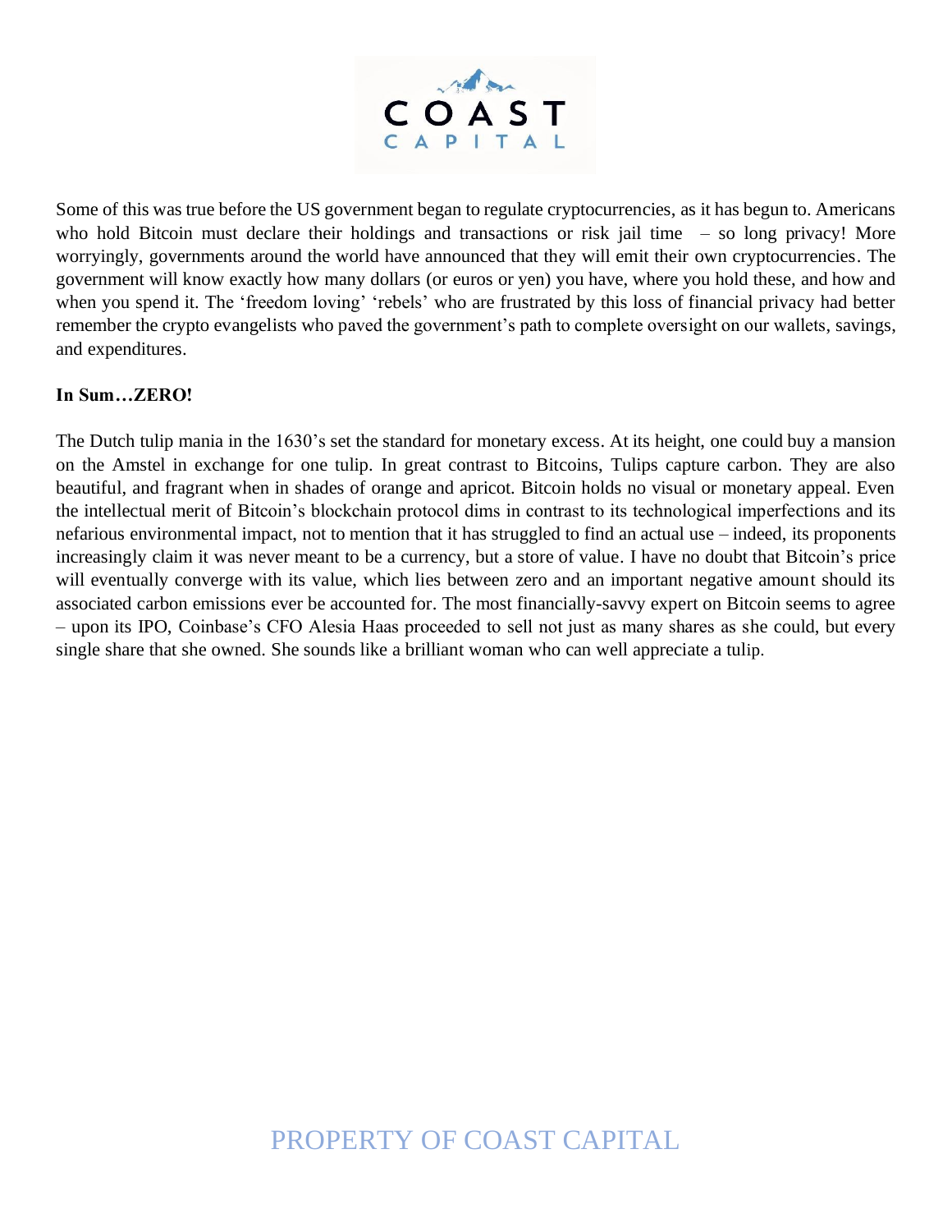Some of this was true before the US government began to regulate cryptocurrencies, as it has begun to. Americans who hold Bitcoin must declare their holdings and transactions or risk jail time – so long privacy! More worryingly, governments around the world have announced that they will emit their own cryptocurrencies. The government will know exactly how many dollars (or euros or yen) you have, where you hold these, and how and when you spend it. The 'freedom loving' 'rebels' who are frustrated by this loss of financial privacy had better remember the crypto evangelists who paved the government's path to complete oversight on our wallets, savings, and expenditures.

**In Sum…ZERO!**

The Dutch tulip mania in the 1630's set the standard for monetary excess. At its height, one could buy a mansion on the Amstel in exchange for one tulip. In great contrast to Bitcoins, Tulips capture carbon. They are also beautiful, and fragrant when in shades of orange and apricot. Bitcoin holds no visual or monetary appeal. Even the intellectual merit of Bitcoin's blockchain protocol dims in contrast to its technological imperfections and its nefarious environmental impact, not to mention that it has struggled to find an actual use – indeed, its proponents increasingly claim it was never meant to be a currency, but a store of value. I have no doubt that Bitcoin's price will eventually converge with its value, which lies between zero and an important negative amount should its associated carbon emissions ever be accounted for. The most financially-savvy expert on Bitcoin seems to agree – upon its IPO, Coinbase's CFO Alesia Haas proceeded to sell not just as many shares as she could, but every single share that she owned. She sounds like a brilliant woman who can well appreciate a tulip.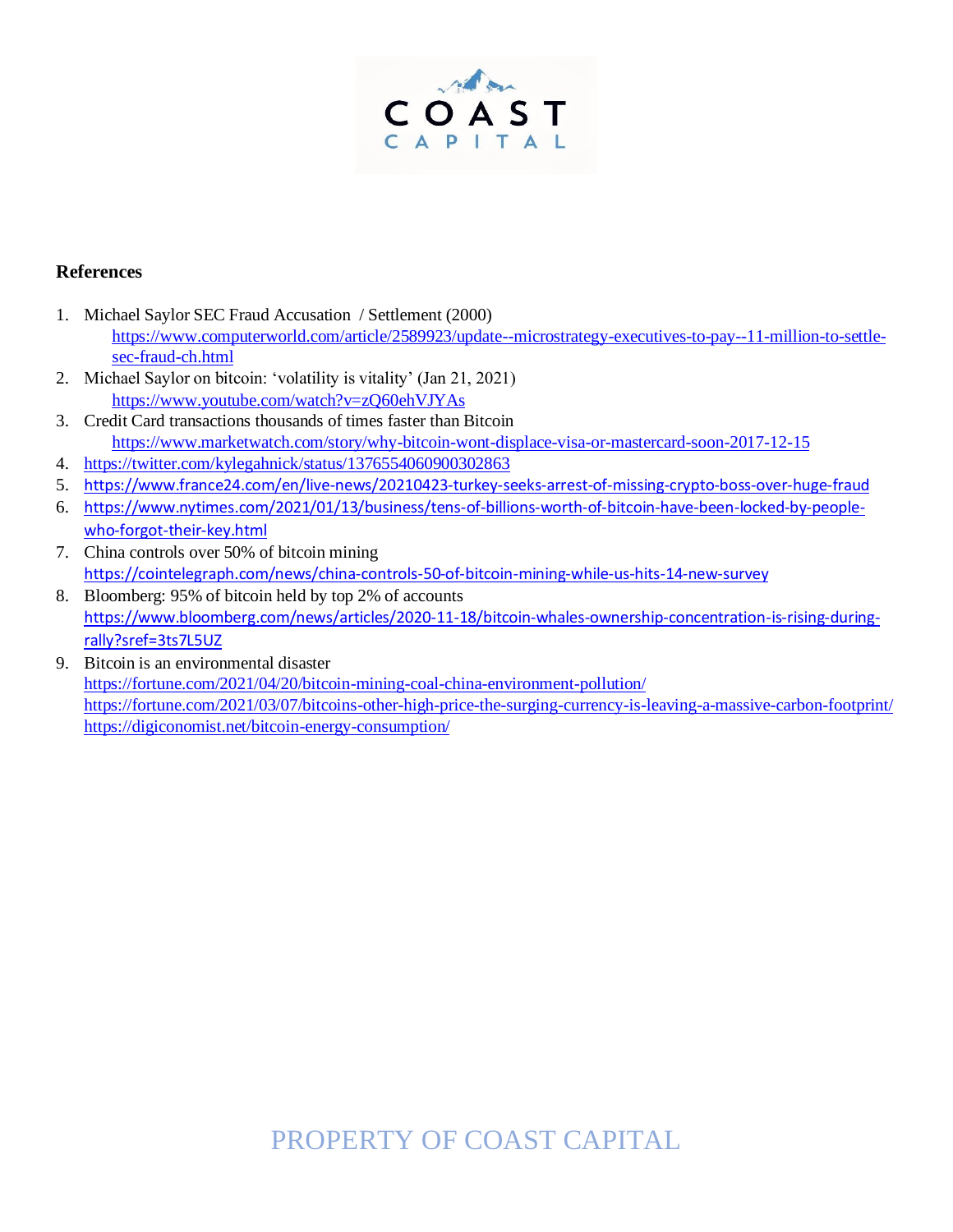## References

1. Michael Saylor SEC Fraud Accusation / Settlement (2000)
   https://www.computerworld.com/article/2589923/update--microstrategy-executives-to-pay--11-million-to-settle-sec-fraud-ch.html
2. Michael Saylor on bitcoin: 'volatility is vitality' (Jan 21, 2021)
   https://www.youtube.com/watch?v=zQ60ehVJYAs
3. Credit Card transactions thousands of times faster than Bitcoin
   https://www.marketwatch.com/story/why-bitcoin-wont-displace-visa-or-mastercard-soon-2017-12-15
4. https://twitter.com/kylegahnick/status/1376554060900302863
5. https://www.france24.com/en/live-news/20210423-turkey-seeks-arrest-of-missing-crypto-boss-over-huge-fraud
6. https://www.nytimes.com/2021/01/13/business/tens-of-billions-worth-of-bitcoin-have-been-locked-by-people-who-forgot-their-key.html
7. China controls over 50% of bitcoin mining
   https://cointelegraph.com/news/china-controls-50-of-bitcoin-mining-while-us-hits-14-new-survey
8. Bloomberg: 95% of bitcoin held by top 2% of accounts
   https://www.bloomberg.com/news/articles/2020-11-18/bitcoin-whales-ownership-concentration-is-rising-during-rally?sref=3ts7L5UZ
9. Bitcoin is an environmental disaster
   https://fortune.com/2021/04/20/bitcoin-mining-coal-china-environment-pollution/
   https://fortune.com/2021/03/07/bitcoins-other-high-price-the-surging-currency-is-leaving-a-massive-carbon-footprint/
   https://digiconomist.net/bitcoin-energy-consumption/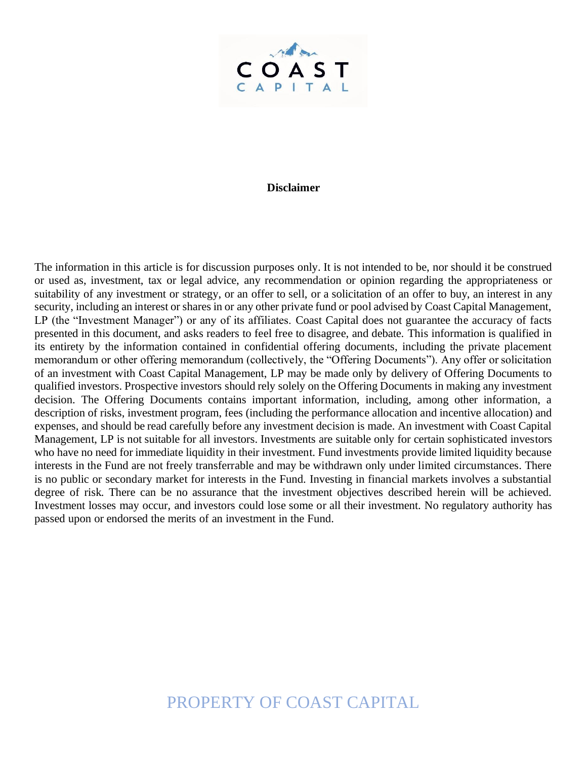**Disclaimer**

The information in this article is for discussion purposes only. It is not intended to be, nor should it be construed or used as, investment, tax or legal advice, any recommendation or opinion regarding the appropriateness or suitability of any investment or strategy, or an offer to sell, or a solicitation of an offer to buy, an interest in any security, including an interest or shares in or any other private fund or pool advised by Coast Capital Management, LP (the "Investment Manager") or any of its affiliates. Coast Capital does not guarantee the accuracy of facts presented in this document, and asks readers to feel free to disagree, and debate. This information is qualified in its entirety by the information contained in confidential offering documents, including the private placement memorandum or other offering memorandum (collectively, the "Offering Documents"). Any offer or solicitation of an investment with Coast Capital Management, LP may be made only by delivery of Offering Documents to qualified investors. Prospective investors should rely solely on the Offering Documents in making any investment decision. The Offering Documents contains important information, including, among other information, a description of risks, investment program, fees (including the performance allocation and incentive allocation) and expenses, and should be read carefully before any investment decision is made. An investment with Coast Capital Management, LP is not suitable for all investors. Investments are suitable only for certain sophisticated investors who have no need for immediate liquidity in their investment. Fund investments provide limited liquidity because interests in the Fund are not freely transferrable and may be withdrawn only under limited circumstances. There is no public or secondary market for interests in the Fund. Investing in financial markets involves a substantial degree of risk. There can be no assurance that the investment objectives described herein will be achieved. Investment losses may occur, and investors could lose some or all their investment. No regulatory authority has passed upon or endorsed the merits of an investment in the Fund.